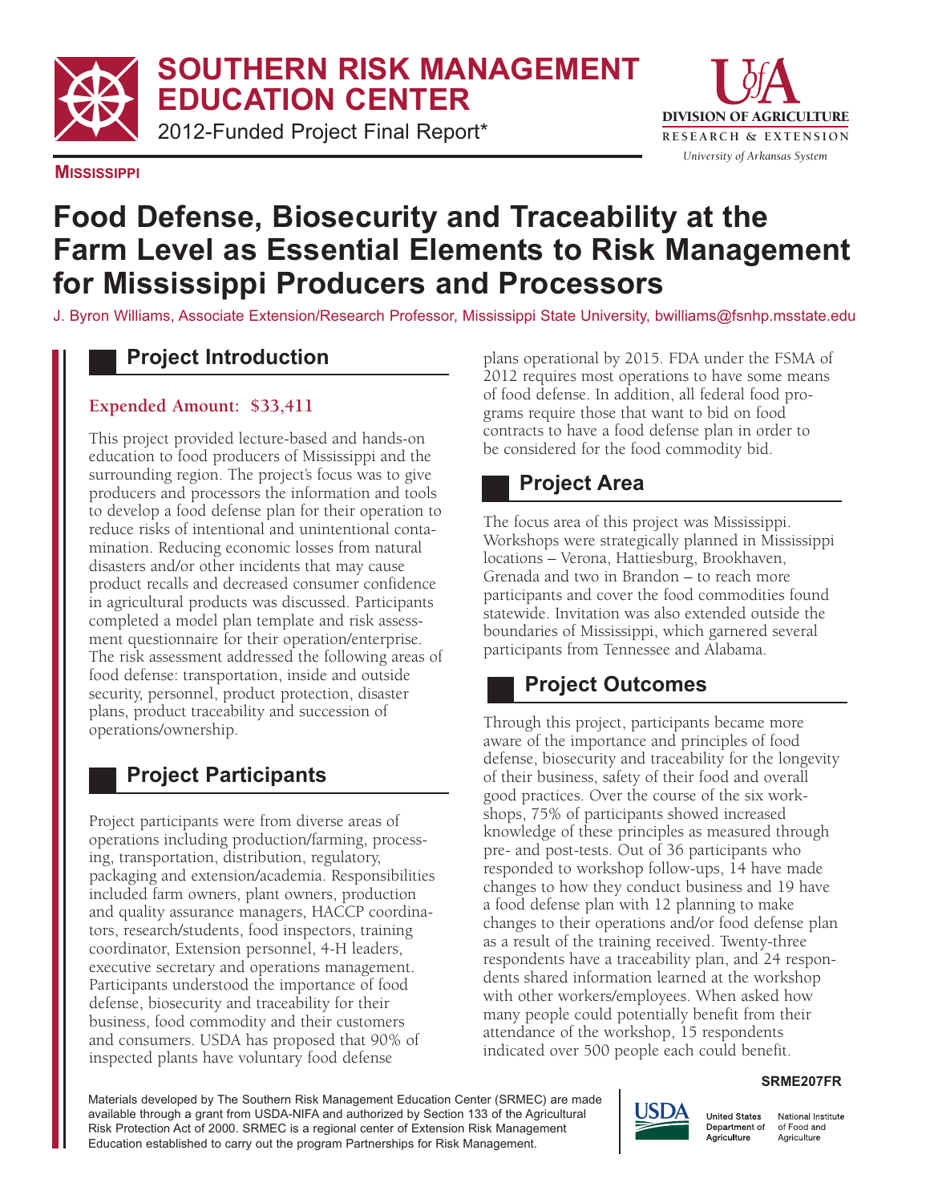# SOUTHERN RISK MANAGEMENT EDUCATION CENTER

2012-Funded Project Final Report*

DIVISION OF AGRICULTURE
RESEARCH & EXTENSION
*University of Arkansas System*

**MISSISSIPPI**

# Food Defense, Biosecurity and Traceability at the Farm Level as Essential Elements to Risk Management for Mississippi Producers and Processors

J. Byron Williams, Associate Extension/Research Professor, Mississippi State University, bwilliams@fsnhp.msstate.edu

## Project Introduction

**Expended Amount: $33,411**

This project provided lecture-based and hands-on education to food producers of Mississippi and the surrounding region. The project's focus was to give producers and processors the information and tools to develop a food defense plan for their operation to reduce risks of intentional and unintentional contamination. Reducing economic losses from natural disasters and/or other incidents that may cause product recalls and decreased consumer confidence in agricultural products was discussed. Participants completed a model plan template and risk assessment questionnaire for their operation/enterprise. The risk assessment addressed the following areas of food defense: transportation, inside and outside security, personnel, product protection, disaster plans, product traceability and succession of operations/ownership.

## Project Participants

Project participants were from diverse areas of operations including production/farming, processing, transportation, distribution, regulatory, packaging and extension/academia. Responsibilities included farm owners, plant owners, production and quality assurance managers, HACCP coordinators, research/students, food inspectors, training coordinator, Extension personnel, 4-H leaders, executive secretary and operations management. Participants understood the importance of food defense, biosecurity and traceability for their business, food commodity and their customers and consumers. USDA has proposed that 90% of inspected plants have voluntary food defense plans operational by 2015. FDA under the FSMA of 2012 requires most operations to have some means of food defense. In addition, all federal food programs require those that want to bid on food contracts to have a food defense plan in order to be considered for the food commodity bid.

## Project Area

The focus area of this project was Mississippi. Workshops were strategically planned in Mississippi locations – Verona, Hattiesburg, Brookhaven, Grenada and two in Brandon – to reach more participants and cover the food commodities found statewide. Invitation was also extended outside the boundaries of Mississippi, which garnered several participants from Tennessee and Alabama.

## Project Outcomes

Through this project, participants became more aware of the importance and principles of food defense, biosecurity and traceability for the longevity of their business, safety of their food and overall good practices. Over the course of the six workshops, 75% of participants showed increased knowledge of these principles as measured through pre- and post-tests. Out of 36 participants who responded to workshop follow-ups, 14 have made changes to how they conduct business and 19 have a food defense plan with 12 planning to make changes to their operations and/or food defense plan as a result of the training received. Twenty-three respondents have a traceability plan, and 24 respondents shared information learned at the workshop with other workers/employees. When asked how many people could potentially benefit from their attendance of the workshop, 15 respondents indicated over 500 people each could benefit.

SRME207FR

Materials developed by The Southern Risk Management Education Center (SRMEC) are made available through a grant from USDA-NIFA and authorized by Section 133 of the Agricultural Risk Protection Act of 2000. SRMEC is a regional center of Extension Risk Management Education established to carry out the program Partnerships for Risk Management.

USDA — United States Department of Agriculture — National Institute of Food and Agriculture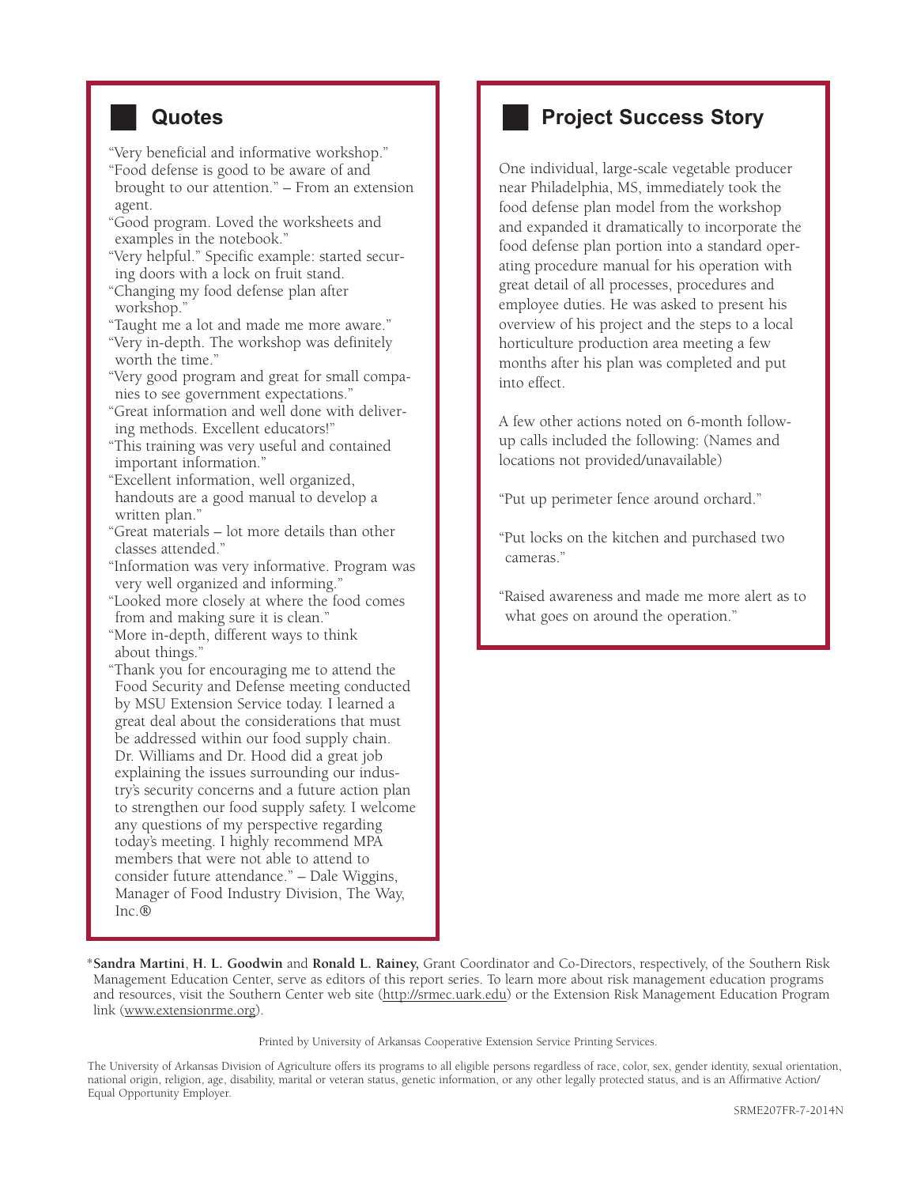## Quotes

"Very beneficial and informative workshop."

"Food defense is good to be aware of and brought to our attention." – From an extension agent.

"Good program. Loved the worksheets and examples in the notebook."

"Very helpful." Specific example: started securing doors with a lock on fruit stand.

"Changing my food defense plan after workshop."

"Taught me a lot and made me more aware."

"Very in-depth. The workshop was definitely worth the time."

"Very good program and great for small companies to see government expectations."

"Great information and well done with delivering methods. Excellent educators!"

"This training was very useful and contained important information."

"Excellent information, well organized, handouts are a good manual to develop a written plan."

"Great materials – lot more details than other classes attended."

"Information was very informative. Program was very well organized and informing."

"Looked more closely at where the food comes from and making sure it is clean."

"More in-depth, different ways to think about things."

"Thank you for encouraging me to attend the Food Security and Defense meeting conducted by MSU Extension Service today. I learned a great deal about the considerations that must be addressed within our food supply chain. Dr. Williams and Dr. Hood did a great job explaining the issues surrounding our industry's security concerns and a future action plan to strengthen our food supply safety. I welcome any questions of my perspective regarding today's meeting. I highly recommend MPA members that were not able to attend to consider future attendance." – Dale Wiggins, Manager of Food Industry Division, The Way, Inc.®

## Project Success Story

One individual, large-scale vegetable producer near Philadelphia, MS, immediately took the food defense plan model from the workshop and expanded it dramatically to incorporate the food defense plan portion into a standard operating procedure manual for his operation with great detail of all processes, procedures and employee duties. He was asked to present his overview of his project and the steps to a local horticulture production area meeting a few months after his plan was completed and put into effect.

A few other actions noted on 6-month follow-up calls included the following: (Names and locations not provided/unavailable)

"Put up perimeter fence around orchard."

"Put locks on the kitchen and purchased two cameras."

"Raised awareness and made me more alert as to what goes on around the operation."

*__Sandra Martini__, __H. L. Goodwin__ and __Ronald L. Rainey,__ Grant Coordinator and Co-Directors, respectively, of the Southern Risk Management Education Center, serve as editors of this report series. To learn more about risk management education programs and resources, visit the Southern Center web site (http://srmec.uark.edu) or the Extension Risk Management Education Program link (www.extensionrme.org).

Printed by University of Arkansas Cooperative Extension Service Printing Services.

The University of Arkansas Division of Agriculture offers its programs to all eligible persons regardless of race, color, sex, gender identity, sexual orientation, national origin, religion, age, disability, marital or veteran status, genetic information, or any other legally protected status, and is an Affirmative Action/Equal Opportunity Employer.

SRME207FR-7-2014N